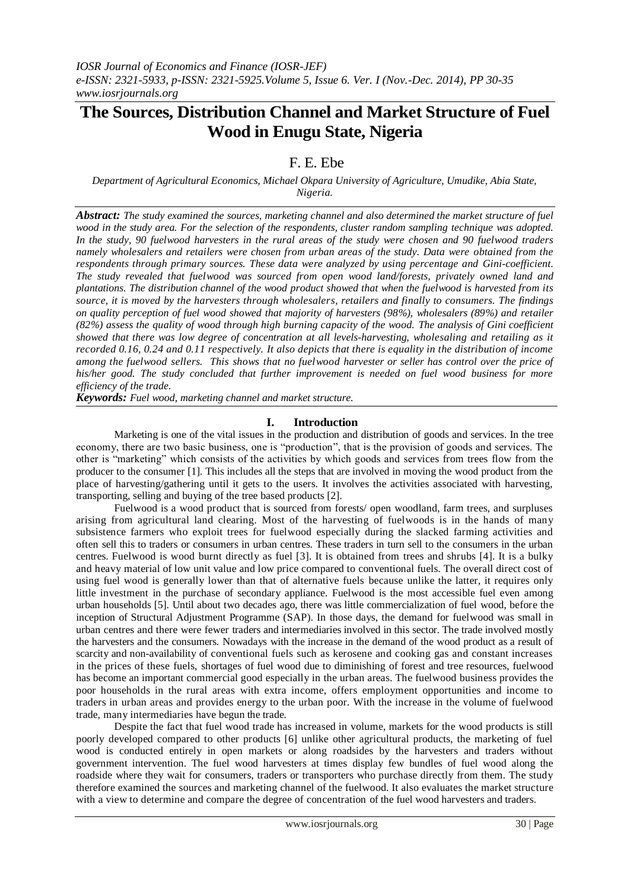# The Sources, Distribution Channel and Market Structure of Fuel Wood in Enugu State, Nigeria

F. E. Ebe

*Department of Agricultural Economics, Michael Okpara University of Agriculture, Umudike, Abia State, Nigeria.*

***Abstract:*** *The study examined the sources, marketing channel and also determined the market structure of fuel wood in the study area. For the selection of the respondents, cluster random sampling technique was adopted. In the study, 90 fuelwood harvesters in the rural areas of the study were chosen and 90 fuelwood traders namely wholesalers and retailers were chosen from urban areas of the study. Data were obtained from the respondents through primary sources. These data were analyzed by using percentage and Gini-coefficient. The study revealed that fuelwood was sourced from open wood land/forests, privately owned land and plantations. The distribution channel of the wood product showed that when the fuelwood is harvested from its source, it is moved by the harvesters through wholesalers, retailers and finally to consumers. The findings on quality perception of fuel wood showed that majority of harvesters (98%), wholesalers (89%) and retailer (82%) assess the quality of wood through high burning capacity of the wood. The analysis of Gini coefficient showed that there was low degree of concentration at all levels-harvesting, wholesaling and retailing as it recorded 0.16, 0.24 and 0.11 respectively. It also depicts that there is equality in the distribution of income among the fuelwood sellers. This shows that no fuelwood harvester or seller has control over the price of his/her good. The study concluded that further improvement is needed on fuel wood business for more efficiency of the trade.*

***Keywords:*** *Fuel wood, marketing channel and market structure.*

## I. Introduction

Marketing is one of the vital issues in the production and distribution of goods and services. In the tree economy, there are two basic business, one is "production", that is the provision of goods and services. The other is "marketing" which consists of the activities by which goods and services from trees flow from the producer to the consumer [1]. This includes all the steps that are involved in moving the wood product from the place of harvesting/gathering until it gets to the users. It involves the activities associated with harvesting, transporting, selling and buying of the tree based products [2].

Fuelwood is a wood product that is sourced from forests/ open woodland, farm trees, and surpluses arising from agricultural land clearing. Most of the harvesting of fuelwoods is in the hands of many subsistence farmers who exploit trees for fuelwood especially during the slacked farming activities and often sell this to traders or consumers in urban centres. These traders in turn sell to the consumers in the urban centres. Fuelwood is wood burnt directly as fuel [3]. It is obtained from trees and shrubs [4]. It is a bulky and heavy material of low unit value and low price compared to conventional fuels. The overall direct cost of using fuel wood is generally lower than that of alternative fuels because unlike the latter, it requires only little investment in the purchase of secondary appliance. Fuelwood is the most accessible fuel even among urban households [5]. Until about two decades ago, there was little commercialization of fuel wood, before the inception of Structural Adjustment Programme (SAP). In those days, the demand for fuelwood was small in urban centres and there were fewer traders and intermediaries involved in this sector. The trade involved mostly the harvesters and the consumers. Nowadays with the increase in the demand of the wood product as a result of scarcity and non-availability of conventional fuels such as kerosene and cooking gas and constant increases in the prices of these fuels, shortages of fuel wood due to diminishing of forest and tree resources, fuelwood has become an important commercial good especially in the urban areas. The fuelwood business provides the poor households in the rural areas with extra income, offers employment opportunities and income to traders in urban areas and provides energy to the urban poor. With the increase in the volume of fuelwood trade, many intermediaries have begun the trade.

Despite the fact that fuel wood trade has increased in volume, markets for the wood products is still poorly developed compared to other products [6] unlike other agricultural products, the marketing of fuel wood is conducted entirely in open markets or along roadsides by the harvesters and traders without government intervention. The fuel wood harvesters at times display few bundles of fuel wood along the roadside where they wait for consumers, traders or transporters who purchase directly from them. The study therefore examined the sources and marketing channel of the fuelwood. It also evaluates the market structure with a view to determine and compare the degree of concentration of the fuel wood harvesters and traders.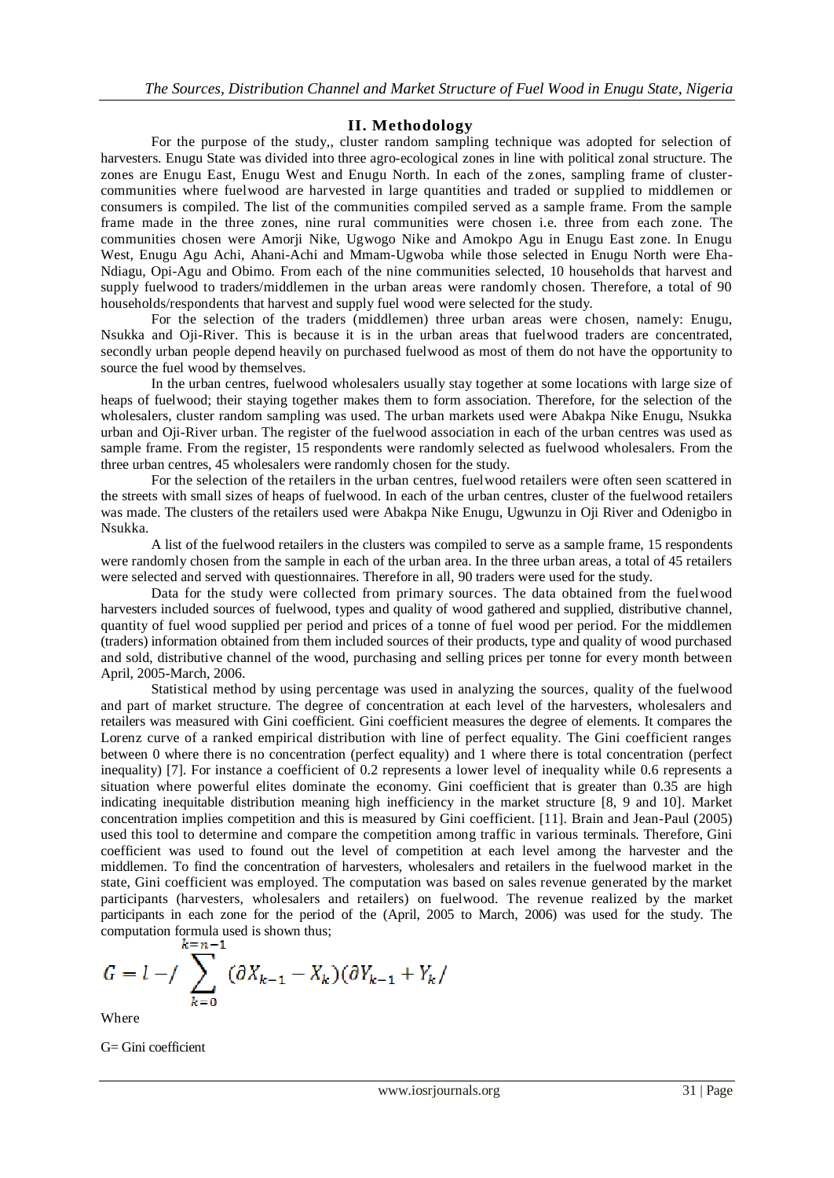## II. Methodology

For the purpose of the study,, cluster random sampling technique was adopted for selection of harvesters. Enugu State was divided into three agro-ecological zones in line with political zonal structure. The zones are Enugu East, Enugu West and Enugu North. In each of the zones, sampling frame of cluster-communities where fuelwood are harvested in large quantities and traded or supplied to middlemen or consumers is compiled. The list of the communities compiled served as a sample frame. From the sample frame made in the three zones, nine rural communities were chosen i.e. three from each zone. The communities chosen were Amorji Nike, Ugwogo Nike and Amokpo Agu in Enugu East zone. In Enugu West, Enugu Agu Achi, Ahani-Achi and Mmam-Ugwoba while those selected in Enugu North were Eha-Ndiagu, Opi-Agu and Obimo. From each of the nine communities selected, 10 households that harvest and supply fuelwood to traders/middlemen in the urban areas were randomly chosen. Therefore, a total of 90 households/respondents that harvest and supply fuel wood were selected for the study.

For the selection of the traders (middlemen) three urban areas were chosen, namely: Enugu, Nsukka and Oji-River. This is because it is in the urban areas that fuelwood traders are concentrated, secondly urban people depend heavily on purchased fuelwood as most of them do not have the opportunity to source the fuel wood by themselves.

In the urban centres, fuelwood wholesalers usually stay together at some locations with large size of heaps of fuelwood; their staying together makes them to form association. Therefore, for the selection of the wholesalers, cluster random sampling was used. The urban markets used were Abakpa Nike Enugu, Nsukka urban and Oji-River urban. The register of the fuelwood association in each of the urban centres was used as sample frame. From the register, 15 respondents were randomly selected as fuelwood wholesalers. From the three urban centres, 45 wholesalers were randomly chosen for the study.

For the selection of the retailers in the urban centres, fuelwood retailers were often seen scattered in the streets with small sizes of heaps of fuelwood. In each of the urban centres, cluster of the fuelwood retailers was made. The clusters of the retailers used were Abakpa Nike Enugu, Ugwunzu in Oji River and Odenigbo in Nsukka.

A list of the fuelwood retailers in the clusters was compiled to serve as a sample frame, 15 respondents were randomly chosen from the sample in each of the urban area. In the three urban areas, a total of 45 retailers were selected and served with questionnaires. Therefore in all, 90 traders were used for the study.

Data for the study were collected from primary sources. The data obtained from the fuelwood harvesters included sources of fuelwood, types and quality of wood gathered and supplied, distributive channel, quantity of fuel wood supplied per period and prices of a tonne of fuel wood per period. For the middlemen (traders) information obtained from them included sources of their products, type and quality of wood purchased and sold, distributive channel of the wood, purchasing and selling prices per tonne for every month between April, 2005-March, 2006.

Statistical method by using percentage was used in analyzing the sources, quality of the fuelwood and part of market structure. The degree of concentration at each level of the harvesters, wholesalers and retailers was measured with Gini coefficient. Gini coefficient measures the degree of elements. It compares the Lorenz curve of a ranked empirical distribution with line of perfect equality. The Gini coefficient ranges between 0 where there is no concentration (perfect equality) and 1 where there is total concentration (perfect inequality) [7]. For instance a coefficient of 0.2 represents a lower level of inequality while 0.6 represents a situation where powerful elites dominate the economy. Gini coefficient that is greater than 0.35 are high indicating inequitable distribution meaning high inefficiency in the market structure [8, 9 and 10]. Market concentration implies competition and this is measured by Gini coefficient. [11]. Brain and Jean-Paul (2005) used this tool to determine and compare the competition among traffic in various terminals. Therefore, Gini coefficient was used to found out the level of competition at each level among the harvester and the middlemen. To find the concentration of harvesters, wholesalers and retailers in the fuelwood market in the state, Gini coefficient was employed. The computation was based on sales revenue generated by the market participants (harvesters, wholesalers and retailers) on fuelwood. The revenue realized by the market participants in each zone for the period of the (April, 2005 to March, 2006) was used for the study. The computation formula used is shown thus;

$$G = l - / \sum_{k=0}^{k=n-1} (\partial X_{k-1} - X_k)(\partial Y_{k-1} + Y_k /$$

Where

G= Gini coefficient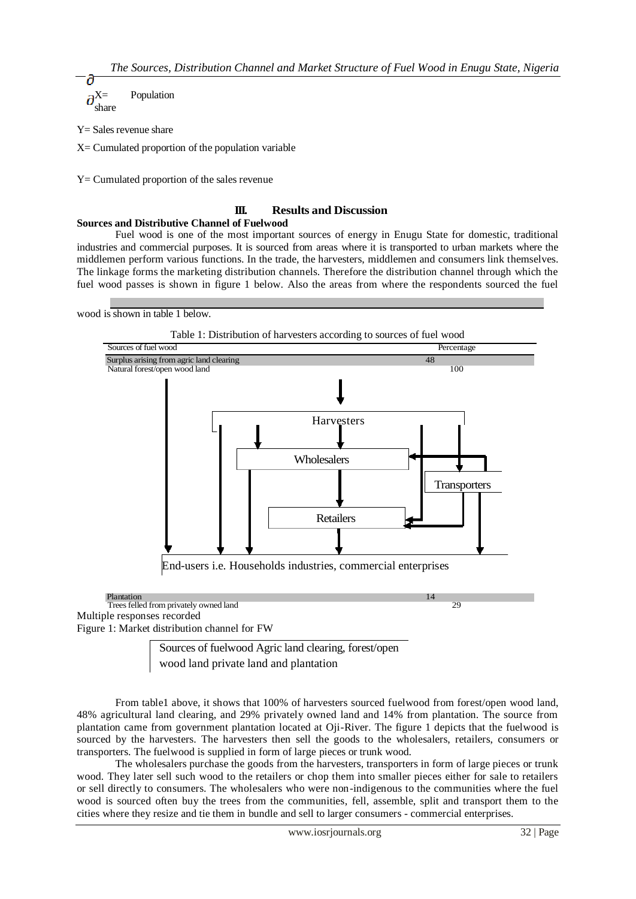$\partial X = \partial$ Population share

Y= Sales revenue share

X= Cumulated proportion of the population variable

Y= Cumulated proportion of the sales revenue

## III. Results and Discussion

### Sources and Distributive Channel of Fuelwood

Fuel wood is one of the most important sources of energy in Enugu State for domestic, traditional industries and commercial purposes. It is sourced from areas where it is transported to urban markets where the middlemen perform various functions. In the trade, the harvesters, middlemen and consumers link themselves. The linkage forms the marketing distribution channels. Therefore the distribution channel through which the fuel wood passes is shown in figure 1 below. Also the areas from where the respondents sourced the fuel wood is shown in table 1 below.

Table 1: Distribution of harvesters according to sources of fuel wood

| Sources of fuel wood | Percentage |
|---|---|
| Surplus arising from agric land clearing | 48 |
| Natural forest/open wood land | 100 |
| Plantation | 14 |
| Trees felled from privately owned land | 29 |

Multiple responses recorded

Sources of fuelwood Agric land clearing, forest/open wood land private land and plantation

Harvesters

Wholesalers

Transporters

Retailers

End-users i.e. Households industries, commercial enterprises

Figure 1: Market distribution channel for FW

From table1 above, it shows that 100% of harvesters sourced fuelwood from forest/open wood land, 48% agricultural land clearing, and 29% privately owned land and 14% from plantation. The source from plantation came from government plantation located at Oji-River. The figure 1 depicts that the fuelwood is sourced by the harvesters. The harvesters then sell the goods to the wholesalers, retailers, consumers or transporters. The fuelwood is supplied in form of large pieces or trunk wood.

The wholesalers purchase the goods from the harvesters, transporters in form of large pieces or trunk wood. They later sell such wood to the retailers or chop them into smaller pieces either for sale to retailers or sell directly to consumers. The wholesalers who were non-indigenous to the communities where the fuel wood is sourced often buy the trees from the communities, fell, assemble, split and transport them to the cities where they resize and tie them in bundle and sell to larger consumers - commercial enterprises.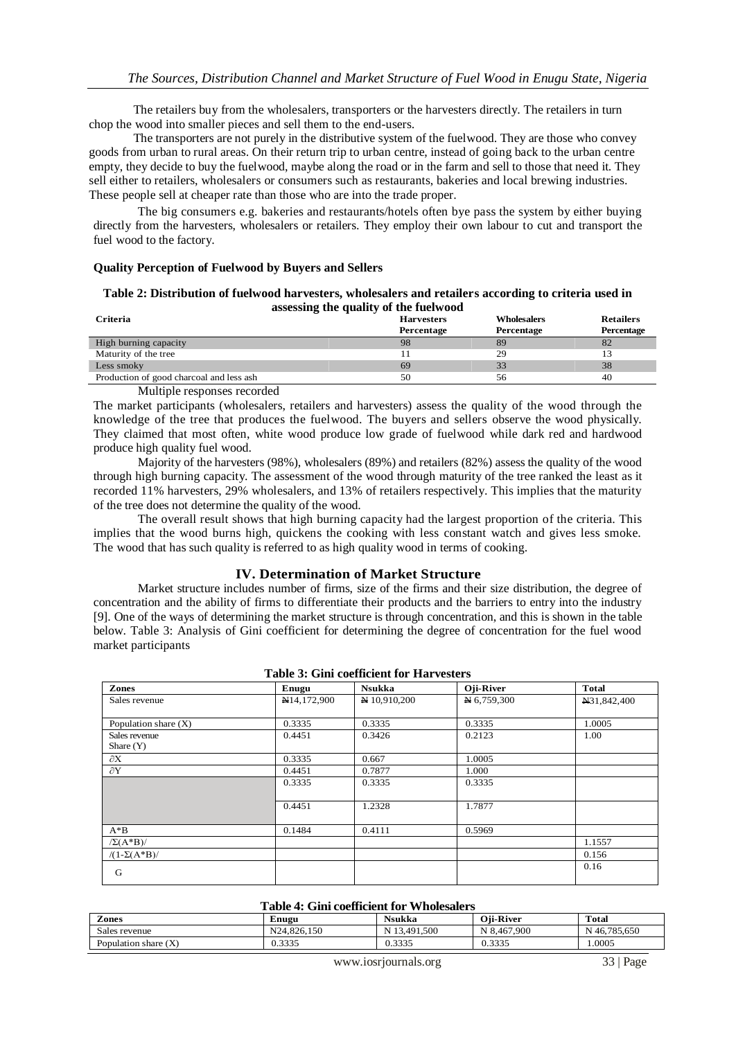The retailers buy from the wholesalers, transporters or the harvesters directly. The retailers in turn chop the wood into smaller pieces and sell them to the end-users.

The transporters are not purely in the distributive system of the fuelwood. They are those who convey goods from urban to rural areas. On their return trip to urban centre, instead of going back to the urban centre empty, they decide to buy the fuelwood, maybe along the road or in the farm and sell to those that need it. They sell either to retailers, wholesalers or consumers such as restaurants, bakeries and local brewing industries. These people sell at cheaper rate than those who are into the trade proper.

The big consumers e.g. bakeries and restaurants/hotels often bye pass the system by either buying directly from the harvesters, wholesalers or retailers. They employ their own labour to cut and transport the fuel wood to the factory.

**Quality Perception of Fuelwood by Buyers and Sellers**

**Table 2: Distribution of fuelwood harvesters, wholesalers and retailers according to criteria used in assessing the quality of the fuelwood**

| Criteria | Harvesters Percentage | Wholesalers Percentage | Retailers Percentage |
|---|---|---|---|
| High burning capacity | 98 | 89 | 82 |
| Maturity of the tree | 11 | 29 | 13 |
| Less smoky | 69 | 33 | 38 |
| Production of good charcoal and less ash | 50 | 56 | 40 |

Multiple responses recorded

The market participants (wholesalers, retailers and harvesters) assess the quality of the wood through the knowledge of the tree that produces the fuelwood. The buyers and sellers observe the wood physically. They claimed that most often, white wood produce low grade of fuelwood while dark red and hardwood produce high quality fuel wood.

Majority of the harvesters (98%), wholesalers (89%) and retailers (82%) assess the quality of the wood through high burning capacity. The assessment of the wood through maturity of the tree ranked the least as it recorded 11% harvesters, 29% wholesalers, and 13% of retailers respectively. This implies that the maturity of the tree does not determine the quality of the wood.

The overall result shows that high burning capacity had the largest proportion of the criteria. This implies that the wood burns high, quickens the cooking with less constant watch and gives less smoke. The wood that has such quality is referred to as high quality wood in terms of cooking.

## IV. Determination of Market Structure

Market structure includes number of firms, size of the firms and their size distribution, the degree of concentration and the ability of firms to differentiate their products and the barriers to entry into the industry [9]. One of the ways of determining the market structure is through concentration, and this is shown in the table below. Table 3: Analysis of Gini coefficient for determining the degree of concentration for the fuel wood market participants

**Table 3: Gini coefficient for Harvesters**

| Zones | Enugu | Nsukka | Oji-River | Total |
|---|---|---|---|---|
| Sales revenue | ₦14,172,900 | ₦ 10,910,200 | ₦ 6,759,300 | ₦31,842,400 |
| Population share (X) | 0.3335 | 0.3335 | 0.3335 | 1.0005 |
| Sales revenue Share (Y) | 0.4451 | 0.3426 | 0.2123 | 1.00 |
| ∂X | 0.3335 | 0.667 | 1.0005 | |
| ∂Y | 0.4451 | 0.7877 | 1.000 | |
| | 0.3335 | 0.3335 | 0.3335 | |
| | 0.4451 | 1.2328 | 1.7877 | |
| A*B | 0.1484 | 0.4111 | 0.5969 | |
| /Σ(A*B)/ | | | | 1.1557 |
| /(1-Σ(A*B)/ | | | | 0.156 |
| G | | | | 0.16 |

**Table 4: Gini coefficient for Wholesalers**

| Zones | Enugu | Nsukka | Oji-River | Total |
|---|---|---|---|---|
| Sales revenue | N24,826,150 | N 13,491,500 | N 8,467,900 | N 46,785,650 |
| Population share (X) | 0.3335 | 0.3335 | 0.3335 | 1.0005 |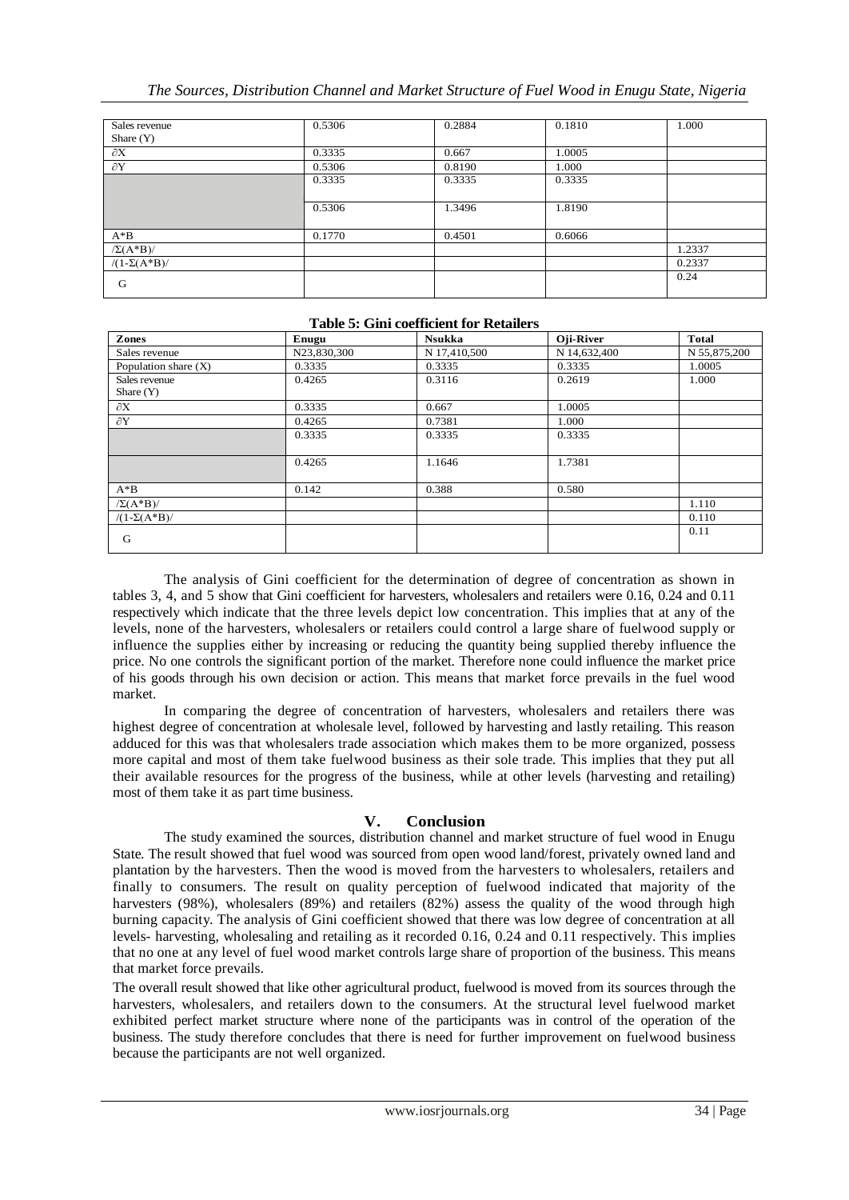| | | | | |
|---|---|---|---|---|
| Sales revenue Share (Y) | 0.5306 | 0.2884 | 0.1810 | 1.000 |
| ∂X | 0.3335 | 0.667 | 1.0005 | |
| ∂Y | 0.5306 | 0.8190 | 1.000 | |
| | 0.3335 | 0.3335 | 0.3335 | |
| | 0.5306 | 1.3496 | 1.8190 | |
| A*B | 0.1770 | 0.4501 | 0.6066 | |
| /Σ(A*B)/ | | | | 1.2337 |
| /(1-Σ(A*B)/ | | | | 0.2337 |
| G | | | | 0.24 |

**Table 5: Gini coefficient for Retailers**

| Zones | Enugu | Nsukka | Oji-River | Total |
|---|---|---|---|---|
| Sales revenue | N23,830,300 | N 17,410,500 | N 14,632,400 | N 55,875,200 |
| Population share (X) | 0.3335 | 0.3335 | 0.3335 | 1.0005 |
| Sales revenue Share (Y) | 0.4265 | 0.3116 | 0.2619 | 1.000 |
| ∂X | 0.3335 | 0.667 | 1.0005 | |
| ∂Y | 0.4265 | 0.7381 | 1.000 | |
| | 0.3335 | 0.3335 | 0.3335 | |
| | 0.4265 | 1.1646 | 1.7381 | |
| A*B | 0.142 | 0.388 | 0.580 | |
| /Σ(A*B)/ | | | | 1.110 |
| /(1-Σ(A*B)/ | | | | 0.110 |
| G | | | | 0.11 |

The analysis of Gini coefficient for the determination of degree of concentration as shown in tables 3, 4, and 5 show that Gini coefficient for harvesters, wholesalers and retailers were 0.16, 0.24 and 0.11 respectively which indicate that the three levels depict low concentration. This implies that at any of the levels, none of the harvesters, wholesalers or retailers could control a large share of fuelwood supply or influence the supplies either by increasing or reducing the quantity being supplied thereby influence the price. No one controls the significant portion of the market. Therefore none could influence the market price of his goods through his own decision or action. This means that market force prevails in the fuel wood market.

In comparing the degree of concentration of harvesters, wholesalers and retailers there was highest degree of concentration at wholesale level, followed by harvesting and lastly retailing. This reason adduced for this was that wholesalers trade association which makes them to be more organized, possess more capital and most of them take fuelwood business as their sole trade. This implies that they put all their available resources for the progress of the business, while at other levels (harvesting and retailing) most of them take it as part time business.

## V. Conclusion

The study examined the sources, distribution channel and market structure of fuel wood in Enugu State. The result showed that fuel wood was sourced from open wood land/forest, privately owned land and plantation by the harvesters. Then the wood is moved from the harvesters to wholesalers, retailers and finally to consumers. The result on quality perception of fuelwood indicated that majority of the harvesters (98%), wholesalers (89%) and retailers (82%) assess the quality of the wood through high burning capacity. The analysis of Gini coefficient showed that there was low degree of concentration at all levels- harvesting, wholesaling and retailing as it recorded 0.16, 0.24 and 0.11 respectively. This implies that no one at any level of fuel wood market controls large share of proportion of the business. This means that market force prevails.

The overall result showed that like other agricultural product, fuelwood is moved from its sources through the harvesters, wholesalers, and retailers down to the consumers. At the structural level fuelwood market exhibited perfect market structure where none of the participants was in control of the operation of the business. The study therefore concludes that there is need for further improvement on fuelwood business because the participants are not well organized.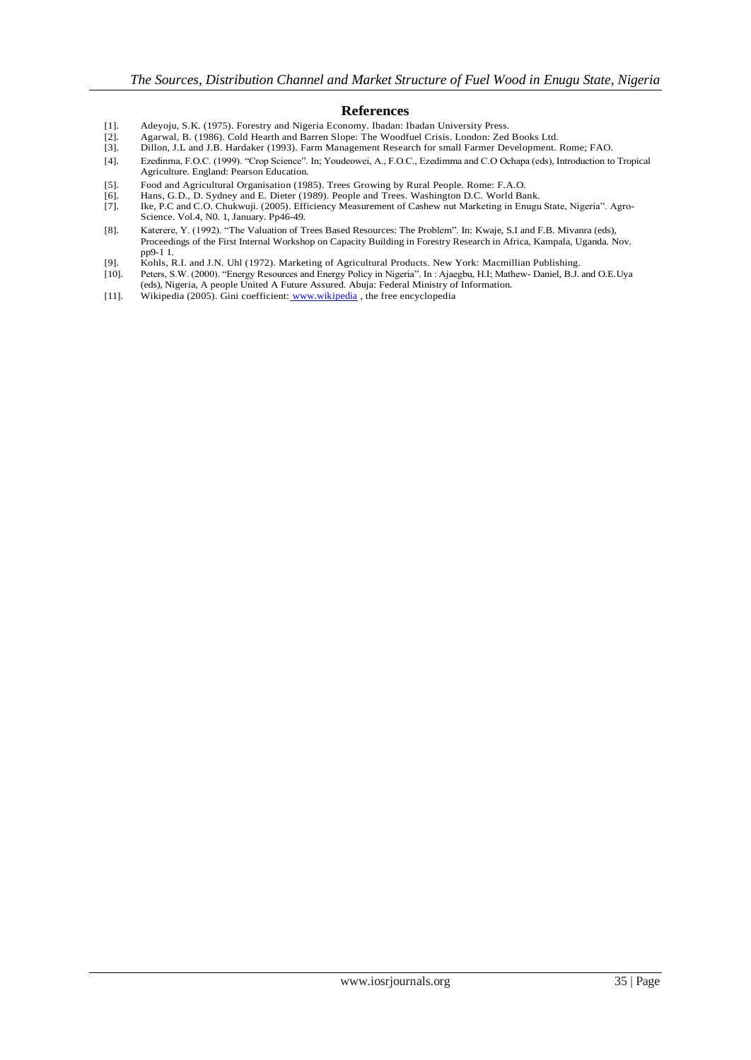## References

[1]. Adeyoju, S.K. (1975). Forestry and Nigeria Economy. Ibadan: Ibadan University Press.

[2]. Agarwal, B. (1986). Cold Hearth and Barren Slope: The Woodfuel Crisis. London: Zed Books Ltd.

[3]. Dillon, J.L and J.B. Hardaker (1993). Farm Management Research for small Farmer Development. Rome; FAO.

[4]. Ezedinma, F.O.C. (1999). "Crop Science". In; Youdeowei, A., F.O.C., Ezedimma and C.O Ochapa (eds), Introduction to Tropical Agriculture. England: Pearson Education.

[5]. Food and Agricultural Organisation (1985). Trees Growing by Rural People. Rome: F.A.O.

[6]. Hans, G.D., D. Sydney and E. Dieter (1989). People and Trees. Washington D.C. World Bank.

[7]. Ike, P.C and C.O. Chukwuji. (2005). Efficiency Measurement of Cashew nut Marketing in Enugu State, Nigeria". Agro-Science. Vol.4, N0. 1, January. Pp46-49.

[8]. Katerere, Y. (1992). "The Valuation of Trees Based Resources: The Problem". In: Kwaje, S.I and F.B. Mivanra (eds), Proceedings of the First Internal Workshop on Capacity Building in Forestry Research in Africa, Kampala, Uganda. Nov. pp9-1 1.

[9]. Kohls, R.I. and J.N. Uhl (1972). Marketing of Agricultural Products. New York: Macmillian Publishing.

[10]. Peters, S.W. (2000). "Energy Resources and Energy Policy in Nigeria". In : Ajaegbu, H.I; Mathew- Daniel, B.J. and O.E.Uya (eds), Nigeria, A people United A Future Assured. Abuja: Federal Ministry of Information.

[11]. Wikipedia (2005). Gini coefficient: www.wikipedia , the free encyclopedia